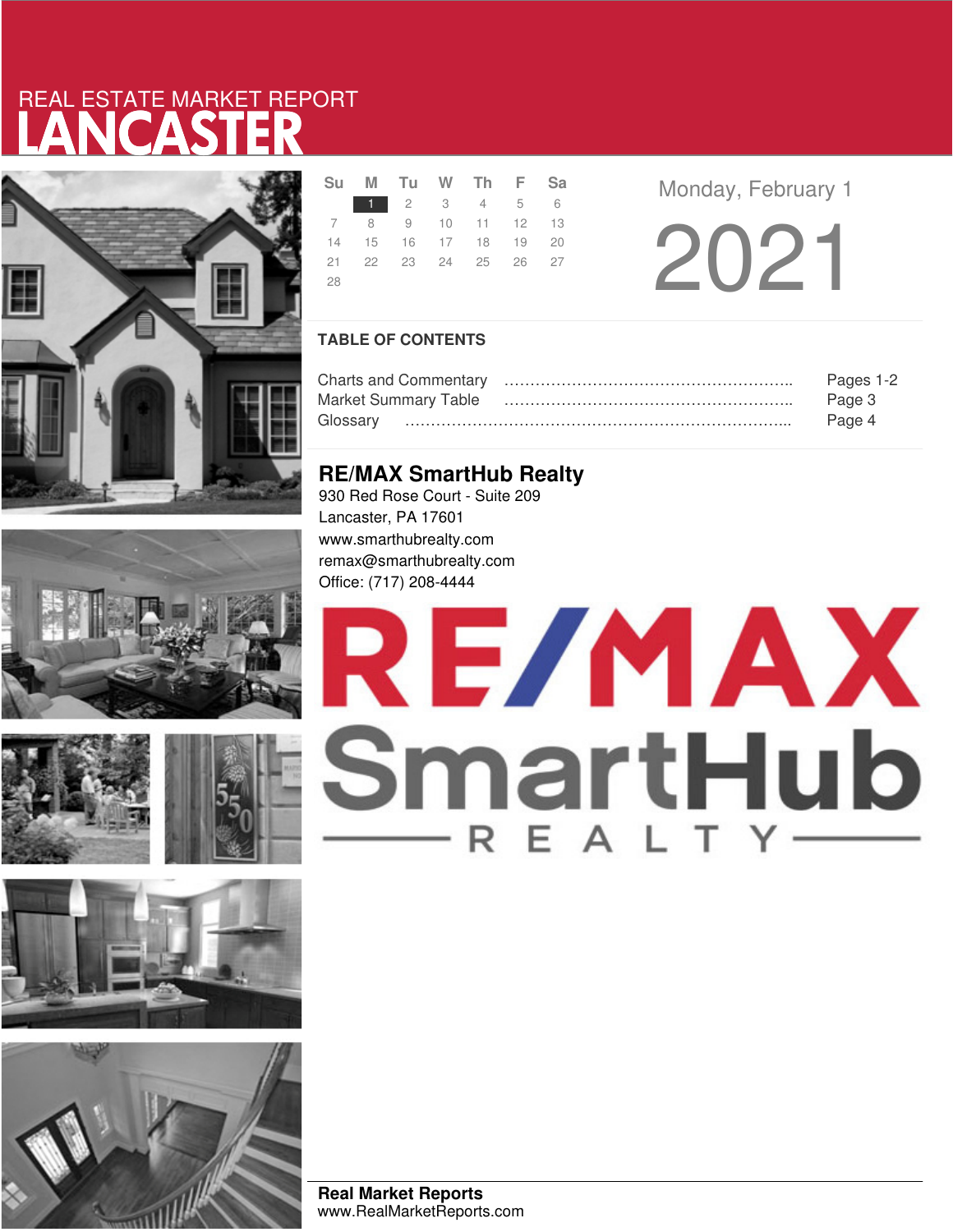REAL ESTATE MARKET REPORT

# LANCASTER

| Su | M | Tu | W | Th | F | Sa |
|---|---|---|---|---|---|---|
| | 1 | 2 | 3 | 4 | 5 | 6 |
| 7 | 8 | 9 | 10 | 11 | 12 | 13 |
| 14 | 15 | 16 | 17 | 18 | 19 | 20 |
| 21 | 22 | 23 | 24 | 25 | 26 | 27 |
| 28 | | | | | | |

Monday, February 1

2021

## TABLE OF CONTENTS

Charts and Commentary ………………………………………………….. Pages 1-2
Market Summary Table ………………………………………………….. Page 3
Glossary ……………………………………………………………………... Page 4

## RE/MAX SmartHub Realty

930 Red Rose Court - Suite 209
Lancaster, PA 17601
www.smarthubrealty.com
remax@smarthubrealty.com
Office: (717) 208-4444

RE/MAX SmartHub REALTY

**Real Market Reports**
www.RealMarketReports.com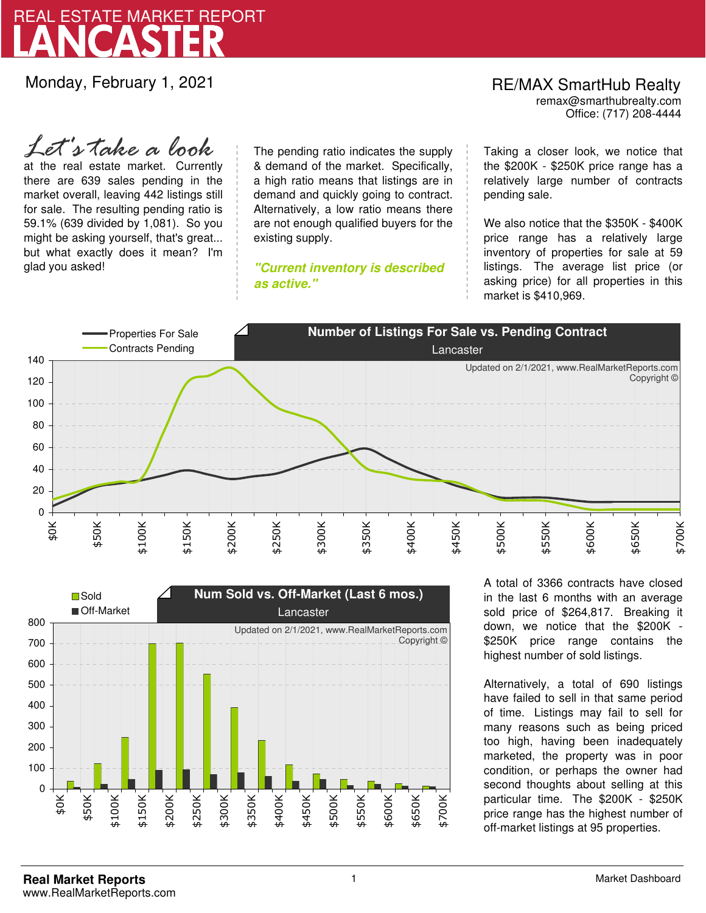# REAL ESTATE MARKET REPORT
# LANCASTER

Monday, February 1, 2021

**RE/MAX SmartHub Realty**
remax@smarthubrealty.com
Office: (717) 208-4444

*Let's take a look* at the real estate market. Currently there are 639 sales pending in the market overall, leaving 442 listings still for sale. The resulting pending ratio is 59.1% (639 divided by 1,081). So you might be asking yourself, that's great... but what exactly does it mean? I'm glad you asked!

The pending ratio indicates the supply & demand of the market. Specifically, a high ratio means that listings are in demand and quickly going to contract. Alternatively, a low ratio means there are not enough qualified buyers for the existing supply.

***"Current inventory is described as active."***

Taking a closer look, we notice that the $200K - $250K price range has a relatively large number of contracts pending sale.

We also notice that the $350K - $400K price range has a relatively large inventory of properties for sale at 59 listings. The average list price (or asking price) for all properties in this market is $410,969.

**Number of Listings For Sale vs. Pending Contract**
Lancaster

Updated on 2/1/2021, www.RealMarketReports.com Copyright ©

**Num Sold vs. Off-Market (Last 6 mos.)**
Lancaster

Updated on 2/1/2021, www.RealMarketReports.com Copyright ©

A total of 3366 contracts have closed in the last 6 months with an average sold price of $264,817. Breaking it down, we notice that the $200K - $250K price range contains the highest number of sold listings.

Alternatively, a total of 690 listings have failed to sell in that same period of time. Listings may fail to sell for many reasons such as being priced too high, having been inadequately marketed, the property was in poor condition, or perhaps the owner had second thoughts about selling at this particular time. The $200K - $250K price range has the highest number of off-market listings at 95 properties.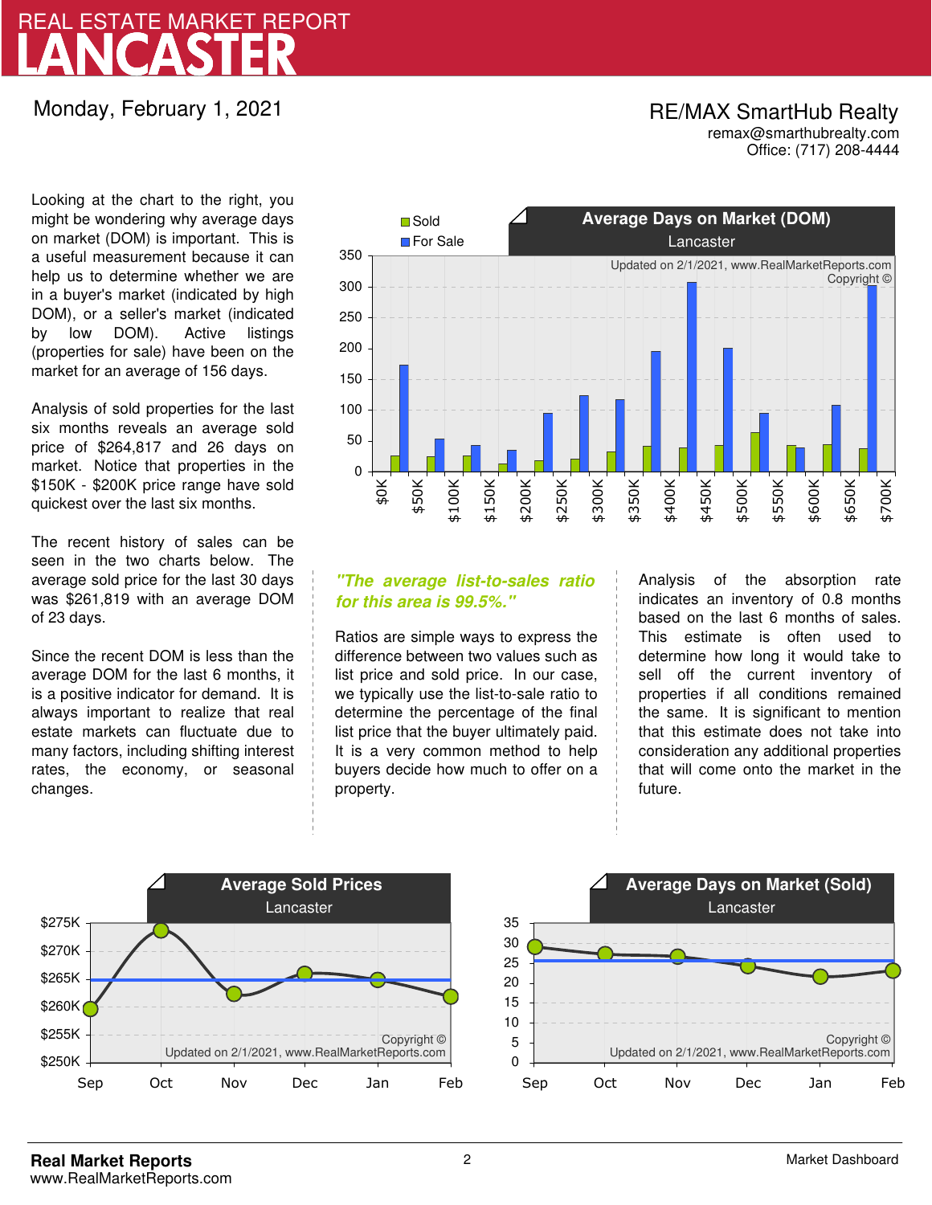# REAL ESTATE MARKET REPORT
# LANCASTER

Monday, February 1, 2021

RE/MAX SmartHub Realty
remax@smarthubrealty.com
Office: (717) 208-4444

Looking at the chart to the right, you might be wondering why average days on market (DOM) is important. This is a useful measurement because it can help us to determine whether we are in a buyer's market (indicated by high DOM), or a seller's market (indicated by low DOM). Active listings (properties for sale) have been on the market for an average of 156 days.

Analysis of sold properties for the last six months reveals an average sold price of $264,817 and 26 days on market. Notice that properties in the $150K - $200K price range have sold quickest over the last six months.

The recent history of sales can be seen in the two charts below. The average sold price for the last 30 days was $261,819 with an average DOM of 23 days.

Since the recent DOM is less than the average DOM for the last 6 months, it is a positive indicator for demand. It is always important to realize that real estate markets can fluctuate due to many factors, including shifting interest rates, the economy, or seasonal changes.

**Average Days on Market (DOM)**
Lancaster

Updated on 2/1/2021, www.RealMarketReports.com
Copyright ©

***"The average list-to-sales ratio for this area is 99.5%."***

Ratios are simple ways to express the difference between two values such as list price and sold price. In our case, we typically use the list-to-sale ratio to determine the percentage of the final list price that the buyer ultimately paid. It is a very common method to help buyers decide how much to offer on a property.

Analysis of the absorption rate indicates an inventory of 0.8 months based on the last 6 months of sales. This estimate is often used to determine how long it would take to sell off the current inventory of properties if all conditions remained the same. It is significant to mention that this estimate does not take into consideration any additional properties that will come onto the market in the future.

**Average Sold Prices**
Lancaster

Copyright ©
Updated on 2/1/2021, www.RealMarketReports.com

**Average Days on Market (Sold)**
Lancaster

Copyright ©
Updated on 2/1/2021, www.RealMarketReports.com

**Real Market Reports**
www.RealMarketReports.com

Market Dashboard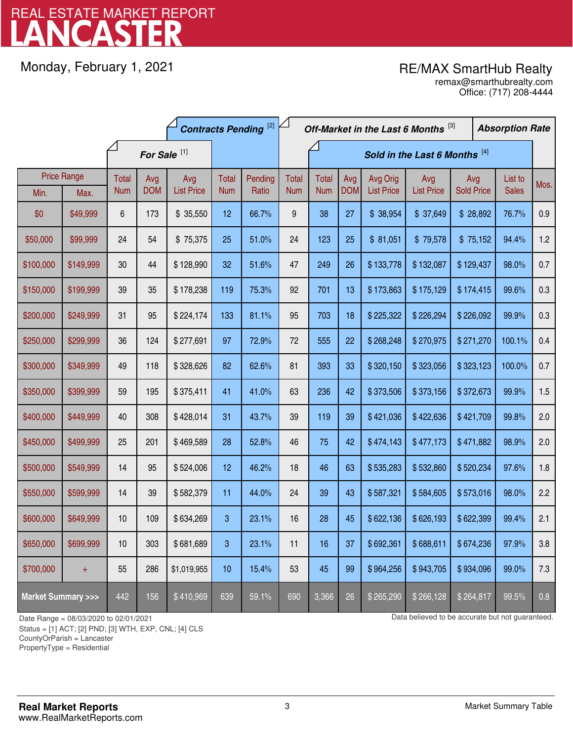# LANCASTER

REAL ESTATE MARKET REPORT

Monday, February 1, 2021

RE/MAX SmartHub Realty
remax@smarthubrealty.com
Office: (717) 208-4444

| Price Range | | For Sale [1] | | | Contracts Pending [2] | | Off-Market in the Last 6 Months [3] | Sold in the Last 6 Months [4] | | | | | | Absorption Rate |
|---|---|---|---|---|---|---|---|---|---|---|---|---|---|---|
| Min. | Max. | Total Num | Avg DOM | Avg List Price | Total Num | Pending Ratio | Total Num | Total Num | Avg DOM | Avg Orig List Price | Avg List Price | Avg Sold Price | List to Sales | Mos. |
| $0 | $49,999 | 6 | 173 | $ 35,550 | 12 | 66.7% | 9 | 38 | 27 | $ 38,954 | $ 37,649 | $ 28,892 | 76.7% | 0.9 |
| $50,000 | $99,999 | 24 | 54 | $ 75,375 | 25 | 51.0% | 24 | 123 | 25 | $ 81,051 | $ 79,578 | $ 75,152 | 94.4% | 1.2 |
| $100,000 | $149,999 | 30 | 44 | $ 128,990 | 32 | 51.6% | 47 | 249 | 26 | $ 133,778 | $ 132,087 | $ 129,437 | 98.0% | 0.7 |
| $150,000 | $199,999 | 39 | 35 | $ 178,238 | 119 | 75.3% | 92 | 701 | 13 | $ 173,863 | $ 175,129 | $ 174,415 | 99.6% | 0.3 |
| $200,000 | $249,999 | 31 | 95 | $ 224,174 | 133 | 81.1% | 95 | 703 | 18 | $ 225,322 | $ 226,294 | $ 226,092 | 99.9% | 0.3 |
| $250,000 | $299,999 | 36 | 124 | $ 277,691 | 97 | 72.9% | 72 | 555 | 22 | $ 268,248 | $ 270,975 | $ 271,270 | 100.1% | 0.4 |
| $300,000 | $349,999 | 49 | 118 | $ 328,626 | 82 | 62.6% | 81 | 393 | 33 | $ 320,150 | $ 323,056 | $ 323,123 | 100.0% | 0.7 |
| $350,000 | $399,999 | 59 | 195 | $ 375,411 | 41 | 41.0% | 63 | 236 | 42 | $ 373,506 | $ 373,156 | $ 372,673 | 99.9% | 1.5 |
| $400,000 | $449,999 | 40 | 308 | $ 428,014 | 31 | 43.7% | 39 | 119 | 39 | $ 421,036 | $ 422,636 | $ 421,709 | 99.8% | 2.0 |
| $450,000 | $499,999 | 25 | 201 | $ 469,589 | 28 | 52.8% | 46 | 75 | 42 | $ 474,143 | $ 477,173 | $ 471,882 | 98.9% | 2.0 |
| $500,000 | $549,999 | 14 | 95 | $ 524,006 | 12 | 46.2% | 18 | 46 | 63 | $ 535,283 | $ 532,860 | $ 520,234 | 97.6% | 1.8 |
| $550,000 | $599,999 | 14 | 39 | $ 582,379 | 11 | 44.0% | 24 | 39 | 43 | $ 587,321 | $ 584,605 | $ 573,016 | 98.0% | 2.2 |
| $600,000 | $649,999 | 10 | 109 | $ 634,269 | 3 | 23.1% | 16 | 28 | 45 | $ 622,136 | $ 626,193 | $ 622,399 | 99.4% | 2.1 |
| $650,000 | $699,999 | 10 | 303 | $ 681,689 | 3 | 23.1% | 11 | 16 | 37 | $ 692,361 | $ 688,611 | $ 674,236 | 97.9% | 3.8 |
| $700,000 | + | 55 | 286 | $1,019,955 | 10 | 15.4% | 53 | 45 | 99 | $ 964,256 | $ 943,705 | $ 934,096 | 99.0% | 7.3 |
| Market Summary >>> | | 442 | 156 | $ 410,969 | 639 | 59.1% | 690 | 3,366 | 26 | $ 265,290 | $ 266,128 | $ 264,817 | 99.5% | 0.8 |

Date Range = 08/03/2020 to 02/01/2021
Status = [1] ACT; [2] PND; [3] WTH, EXP, CNL; [4] CLS
CountyOrParish = Lancaster
PropertyType = Residential

Data believed to be accurate but not guaranteed.

**Real Market Reports**
www.RealMarketReports.com

Market Summary Table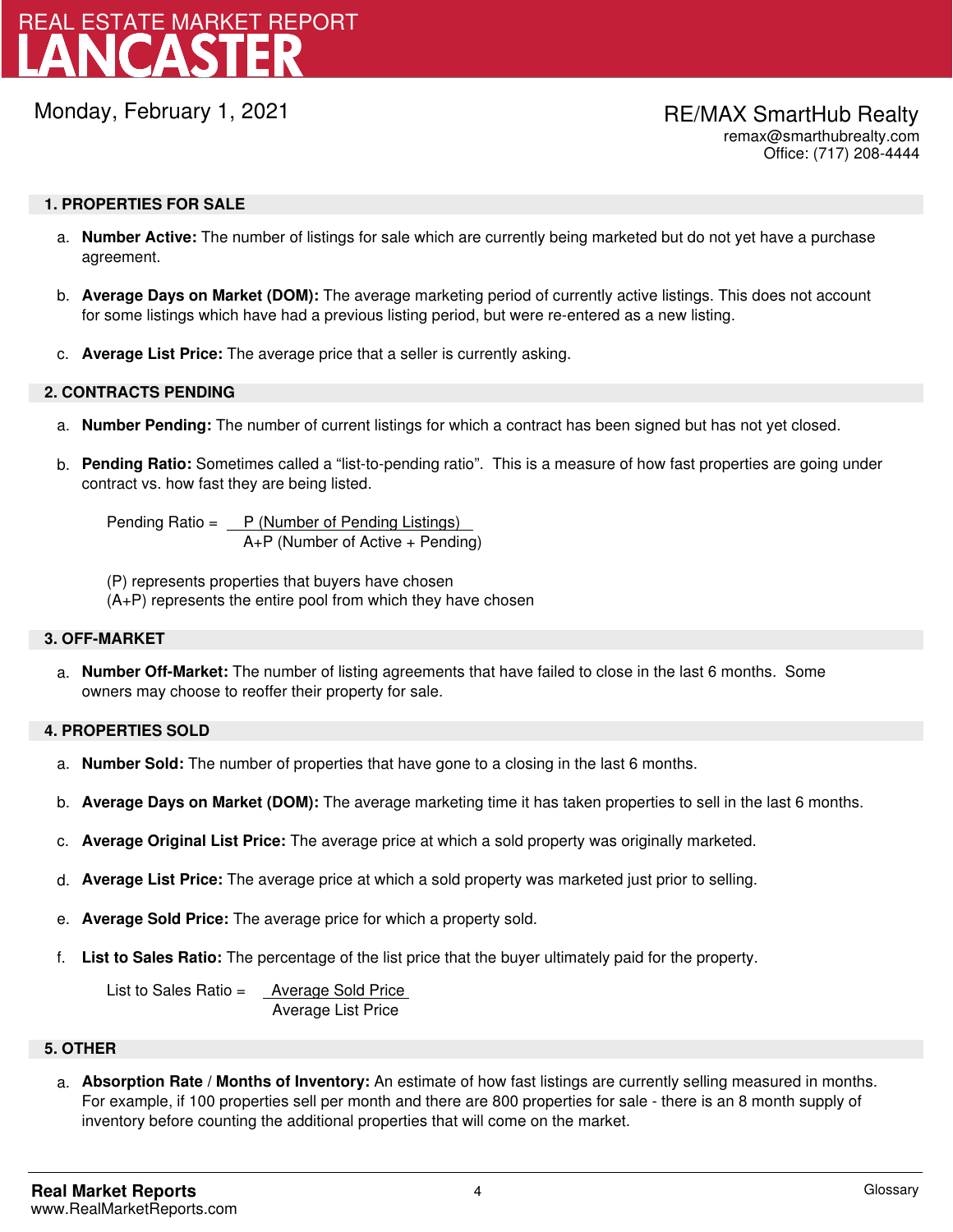REAL ESTATE MARKET REPORT
# LANCASTER

Monday, February 1, 2021

RE/MAX SmartHub Realty
remax@smarthubrealty.com
Office: (717) 208-4444

## 1. PROPERTIES FOR SALE

a. **Number Active:** The number of listings for sale which are currently being marketed but do not yet have a purchase agreement.

b. **Average Days on Market (DOM):** The average marketing period of currently active listings. This does not account for some listings which have had a previous listing period, but were re-entered as a new listing.

c. **Average List Price:** The average price that a seller is currently asking.

## 2. CONTRACTS PENDING

a. **Number Pending:** The number of current listings for which a contract has been signed but has not yet closed.

b. **Pending Ratio:** Sometimes called a "list-to-pending ratio". This is a measure of how fast properties are going under contract vs. how fast they are being listed.

$$\text{Pending Ratio} = \frac{\text{P (Number of Pending Listings)}}{\text{A+P (Number of Active + Pending)}}$$

(P) represents properties that buyers have chosen
(A+P) represents the entire pool from which they have chosen

## 3. OFF-MARKET

a. **Number Off-Market:** The number of listing agreements that have failed to close in the last 6 months. Some owners may choose to reoffer their property for sale.

## 4. PROPERTIES SOLD

a. **Number Sold:** The number of properties that have gone to a closing in the last 6 months.

b. **Average Days on Market (DOM):** The average marketing time it has taken properties to sell in the last 6 months.

c. **Average Original List Price:** The average price at which a sold property was originally marketed.

d. **Average List Price:** The average price at which a sold property was marketed just prior to selling.

e. **Average Sold Price:** The average price for which a property sold.

f. **List to Sales Ratio:** The percentage of the list price that the buyer ultimately paid for the property.

$$\text{List to Sales Ratio} = \frac{\text{Average Sold Price}}{\text{Average List Price}}$$

## 5. OTHER

a. **Absorption Rate / Months of Inventory:** An estimate of how fast listings are currently selling measured in months. For example, if 100 properties sell per month and there are 800 properties for sale - there is an 8 month supply of inventory before counting the additional properties that will come on the market.